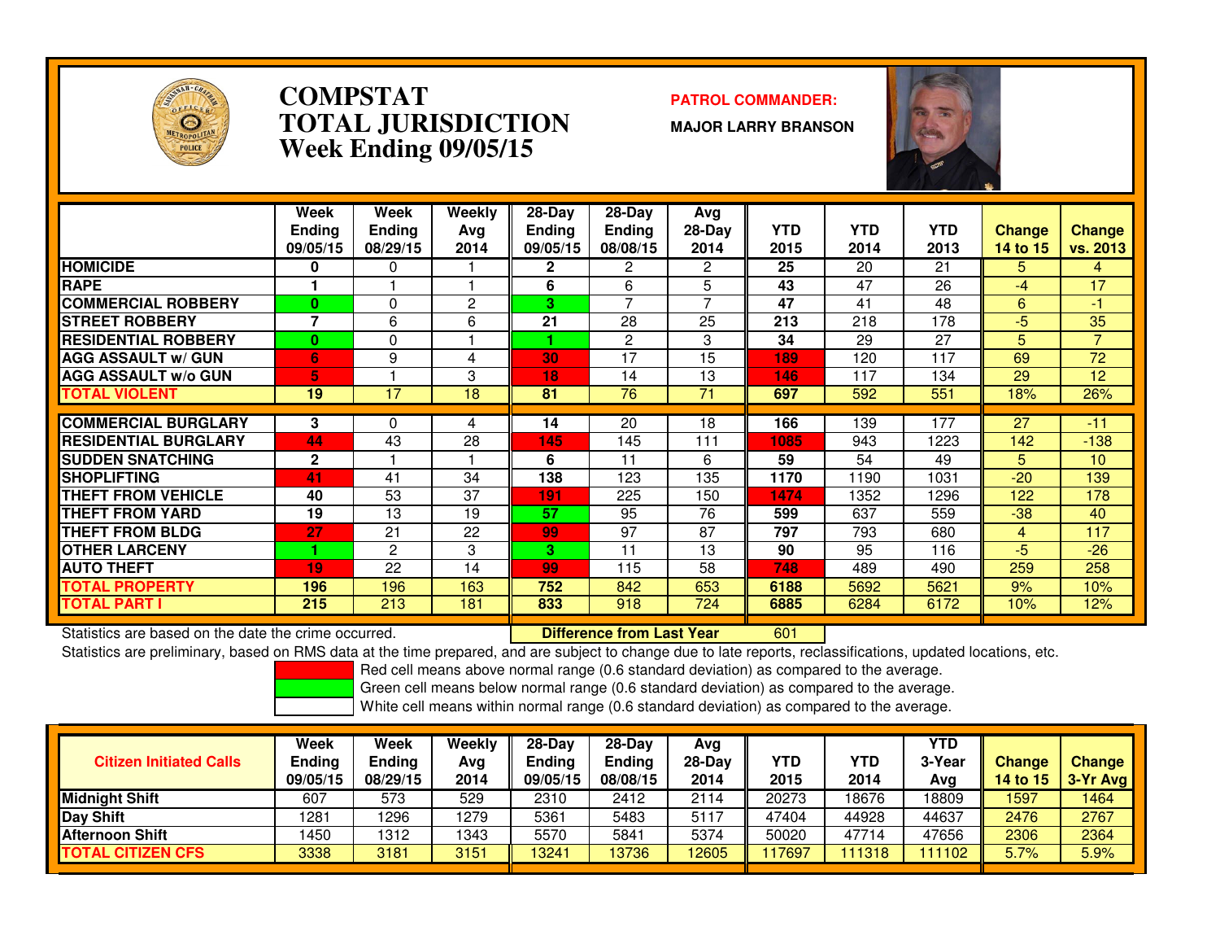# COMPSTAT
# TOTAL JURISDICTION
## Week Ending 09/05/15

**PATROL COMMANDER:**

**MAJOR LARRY BRANSON**

| | Week Ending 09/05/15 | Week Ending 08/29/15 | Weekly Avg 2014 | 28-Day Ending 09/05/15 | 28-Day Ending 08/08/15 | Avg 28-Day 2014 | YTD 2015 | YTD 2014 | YTD 2013 | Change 14 to 15 | Change vs. 2013 |
|---|---|---|---|---|---|---|---|---|---|---|---|
| HOMICIDE | 0 | 0 | 1 | 2 | 2 | 2 | 25 | 20 | 21 | 5 | 4 |
| RAPE | 1 | 1 | 1 | 6 | 6 | 5 | 43 | 47 | 26 | -4 | 17 |
| COMMERCIAL ROBBERY | 0 | 0 | 2 | 3 | 7 | 7 | 47 | 41 | 48 | 6 | -1 |
| STREET ROBBERY | 7 | 6 | 6 | 21 | 28 | 25 | 213 | 218 | 178 | -5 | 35 |
| RESIDENTIAL ROBBERY | 0 | 0 | 1 | 1 | 2 | 3 | 34 | 29 | 27 | 5 | 7 |
| AGG ASSAULT w/ GUN | 6 | 9 | 4 | 30 | 17 | 15 | 189 | 120 | 117 | 69 | 72 |
| AGG ASSAULT w/o GUN | 5 | 1 | 3 | 18 | 14 | 13 | 146 | 117 | 134 | 29 | 12 |
| TOTAL VIOLENT | 19 | 17 | 18 | 81 | 76 | 71 | 697 | 592 | 551 | 18% | 26% |
| COMMERCIAL BURGLARY | 3 | 0 | 4 | 14 | 20 | 18 | 166 | 139 | 177 | 27 | -11 |
| RESIDENTIAL BURGLARY | 44 | 43 | 28 | 145 | 145 | 111 | 1085 | 943 | 1223 | 142 | -138 |
| SUDDEN SNATCHING | 2 | 1 | 1 | 6 | 11 | 6 | 59 | 54 | 49 | 5 | 10 |
| SHOPLIFTING | 41 | 41 | 34 | 138 | 123 | 135 | 1170 | 1190 | 1031 | -20 | 139 |
| THEFT FROM VEHICLE | 40 | 53 | 37 | 191 | 225 | 150 | 1474 | 1352 | 1296 | 122 | 178 |
| THEFT FROM YARD | 19 | 13 | 19 | 57 | 95 | 76 | 599 | 637 | 559 | -38 | 40 |
| THEFT FROM BLDG | 27 | 21 | 22 | 99 | 97 | 87 | 797 | 793 | 680 | 4 | 117 |
| OTHER LARCENY | 1 | 2 | 3 | 3 | 11 | 13 | 90 | 95 | 116 | -5 | -26 |
| AUTO THEFT | 19 | 22 | 14 | 99 | 115 | 58 | 748 | 489 | 490 | 259 | 258 |
| TOTAL PROPERTY | 196 | 196 | 163 | 752 | 842 | 653 | 6188 | 5692 | 5621 | 9% | 10% |
| TOTAL PART I | 215 | 213 | 181 | 833 | 918 | 724 | 6885 | 6284 | 6172 | 10% | 12% |

Statistics are based on the date the crime occurred.

**Difference from Last Year** 601

Statistics are preliminary, based on RMS data at the time prepared, and are subject to change due to late reports, reclassifications, updated locations, etc.

Red cell means above normal range (0.6 standard deviation) as compared to the average.
Green cell means below normal range (0.6 standard deviation) as compared to the average.
White cell means within normal range (0.6 standard deviation) as compared to the average.

| Citizen Initiated Calls | Week Ending 09/05/15 | Week Ending 08/29/15 | Weekly Avg 2014 | 28-Day Ending 09/05/15 | 28-Day Ending 08/08/15 | Avg 28-Day 2014 | YTD 2015 | YTD 2014 | YTD 3-Year Avg | Change 14 to 15 | Change 3-Yr Avg |
|---|---|---|---|---|---|---|---|---|---|---|---|
| Midnight Shift | 607 | 573 | 529 | 2310 | 2412 | 2114 | 20273 | 18676 | 18809 | 1597 | 1464 |
| Day Shift | 1281 | 1296 | 1279 | 5361 | 5483 | 5117 | 47404 | 44928 | 44637 | 2476 | 2767 |
| Afternoon Shift | 1450 | 1312 | 1343 | 5570 | 5841 | 5374 | 50020 | 47714 | 47656 | 2306 | 2364 |
| TOTAL CITIZEN CFS | 3338 | 3181 | 3151 | 13241 | 13736 | 12605 | 117697 | 111318 | 111102 | 5.7% | 5.9% |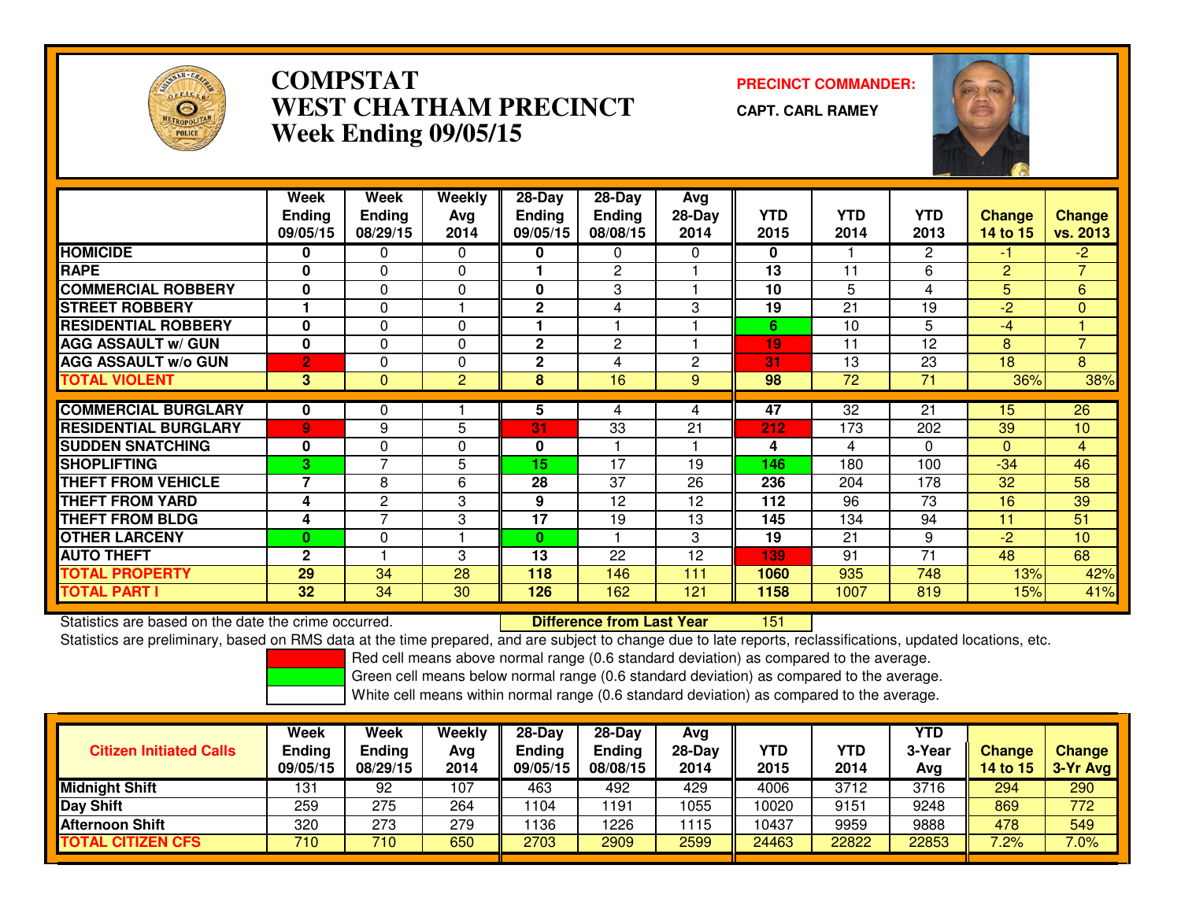# COMPSTAT
# WEST CHATHAM PRECINCT
## Week Ending 09/05/15

**PRECINCT COMMANDER:**
**CAPT. CARL RAMEY**

| | Week Ending 09/05/15 | Week Ending 08/29/15 | Weekly Avg 2014 | 28-Day Ending 09/05/15 | 28-Day Ending 08/08/15 | Avg 28-Day 2014 | YTD 2015 | YTD 2014 | YTD 2013 | Change 14 to 15 | Change vs. 2013 |
|---|---|---|---|---|---|---|---|---|---|---|---|
| HOMICIDE | 0 | 0 | 0 | 0 | 0 | 0 | 0 | 1 | 2 | -1 | -2 |
| RAPE | 0 | 0 | 0 | 1 | 2 | 1 | 13 | 11 | 6 | 2 | 7 |
| COMMERCIAL ROBBERY | 0 | 0 | 0 | 0 | 3 | 1 | 10 | 5 | 4 | 5 | 6 |
| STREET ROBBERY | 1 | 0 | 1 | 2 | 4 | 3 | 19 | 21 | 19 | -2 | 0 |
| RESIDENTIAL ROBBERY | 0 | 0 | 0 | 1 | 1 | 1 | 6 | 10 | 5 | -4 | 1 |
| AGG ASSAULT w/ GUN | 0 | 0 | 0 | 2 | 2 | 1 | 19 | 11 | 12 | 8 | 7 |
| AGG ASSAULT w/o GUN | 2 | 0 | 0 | 2 | 4 | 2 | 31 | 13 | 23 | 18 | 8 |
| TOTAL VIOLENT | 3 | 0 | 2 | 8 | 16 | 9 | 98 | 72 | 71 | 36% | 38% |
| COMMERCIAL BURGLARY | 0 | 0 | 1 | 5 | 4 | 4 | 47 | 32 | 21 | 15 | 26 |
| RESIDENTIAL BURGLARY | 9 | 9 | 5 | 31 | 33 | 21 | 212 | 173 | 202 | 39 | 10 |
| SUDDEN SNATCHING | 0 | 0 | 0 | 0 | 1 | 1 | 4 | 4 | 0 | 0 | 4 |
| SHOPLIFTING | 3 | 7 | 5 | 15 | 17 | 19 | 146 | 180 | 100 | -34 | 46 |
| THEFT FROM VEHICLE | 7 | 8 | 6 | 28 | 37 | 26 | 236 | 204 | 178 | 32 | 58 |
| THEFT FROM YARD | 4 | 2 | 3 | 9 | 12 | 12 | 112 | 96 | 73 | 16 | 39 |
| THEFT FROM BLDG | 4 | 7 | 3 | 17 | 19 | 13 | 145 | 134 | 94 | 11 | 51 |
| OTHER LARCENY | 0 | 0 | 1 | 0 | 1 | 3 | 19 | 21 | 9 | -2 | 10 |
| AUTO THEFT | 2 | 1 | 3 | 13 | 22 | 12 | 139 | 91 | 71 | 48 | 68 |
| TOTAL PROPERTY | 29 | 34 | 28 | 118 | 146 | 111 | 1060 | 935 | 748 | 13% | 42% |
| TOTAL PART I | 32 | 34 | 30 | 126 | 162 | 121 | 1158 | 1007 | 819 | 15% | 41% |

Statistics are based on the date the crime occurred. **Difference from Last Year** 151

Statistics are preliminary, based on RMS data at the time prepared, and are subject to change due to late reports, reclassifications, updated locations, etc.

Red cell means above normal range (0.6 standard deviation) as compared to the average.
Green cell means below normal range (0.6 standard deviation) as compared to the average.
White cell means within normal range (0.6 standard deviation) as compared to the average.

| Citizen Initiated Calls | Week Ending 09/05/15 | Week Ending 08/29/15 | Weekly Avg 2014 | 28-Day Ending 09/05/15 | 28-Day Ending 08/08/15 | Avg 28-Day 2014 | YTD 2015 | YTD 2014 | YTD 3-Year Avg | Change 14 to 15 | Change 3-Yr Avg |
|---|---|---|---|---|---|---|---|---|---|---|---|
| Midnight Shift | 131 | 92 | 107 | 463 | 492 | 429 | 4006 | 3712 | 3716 | 294 | 290 |
| Day Shift | 259 | 275 | 264 | 1104 | 1191 | 1055 | 10020 | 9151 | 9248 | 869 | 772 |
| Afternoon Shift | 320 | 273 | 279 | 1136 | 1226 | 1115 | 10437 | 9959 | 9888 | 478 | 549 |
| TOTAL CITIZEN CFS | 710 | 710 | 650 | 2703 | 2909 | 2599 | 24463 | 22822 | 22853 | 7.2% | 7.0% |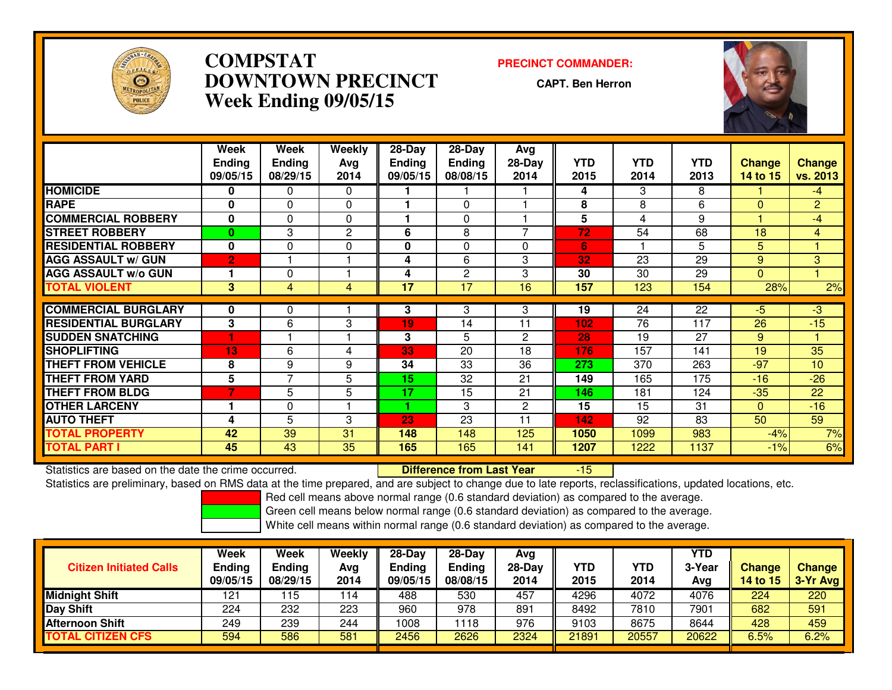# COMPSTAT
# DOWNTOWN PRECINCT
# Week Ending 09/05/15

**PRECINCT COMMANDER:**

**CAPT. Ben Herron**

| | Week Ending 09/05/15 | Week Ending 08/29/15 | Weekly Avg 2014 | 28-Day Ending 09/05/15 | 28-Day Ending 08/08/15 | Avg 28-Day 2014 | YTD 2015 | YTD 2014 | YTD 2013 | Change 14 to 15 | Change vs. 2013 |
|---|---|---|---|---|---|---|---|---|---|---|---|
| HOMICIDE | 0 | 0 | 0 | 1 | 1 | 1 | 4 | 3 | 8 | 1 | -4 |
| RAPE | 0 | 0 | 0 | 1 | 0 | 1 | 8 | 8 | 6 | 0 | 2 |
| COMMERCIAL ROBBERY | 0 | 0 | 0 | 1 | 0 | 1 | 5 | 4 | 9 | 1 | -4 |
| STREET ROBBERY | 0 | 3 | 2 | 6 | 8 | 7 | 72 | 54 | 68 | 18 | 4 |
| RESIDENTIAL ROBBERY | 0 | 0 | 0 | 0 | 0 | 0 | 6 | 1 | 5 | 5 | 1 |
| AGG ASSAULT w/ GUN | 2 | 1 | 1 | 4 | 6 | 3 | 32 | 23 | 29 | 9 | 3 |
| AGG ASSAULT w/o GUN | 1 | 0 | 1 | 4 | 2 | 3 | 30 | 30 | 29 | 0 | 1 |
| TOTAL VIOLENT | 3 | 4 | 4 | 17 | 17 | 16 | 157 | 123 | 154 | 28% | 2% |
| COMMERCIAL BURGLARY | 0 | 0 | 1 | 3 | 3 | 3 | 19 | 24 | 22 | -5 | -3 |
| RESIDENTIAL BURGLARY | 3 | 6 | 3 | 19 | 14 | 11 | 102 | 76 | 117 | 26 | -15 |
| SUDDEN SNATCHING | 1 | 1 | 1 | 3 | 5 | 2 | 28 | 19 | 27 | 9 | 1 |
| SHOPLIFTING | 13 | 6 | 4 | 33 | 20 | 18 | 176 | 157 | 141 | 19 | 35 |
| THEFT FROM VEHICLE | 8 | 9 | 9 | 34 | 33 | 36 | 273 | 370 | 263 | -97 | 10 |
| THEFT FROM YARD | 5 | 7 | 5 | 15 | 32 | 21 | 149 | 165 | 175 | -16 | -26 |
| THEFT FROM BLDG | 7 | 5 | 5 | 17 | 15 | 21 | 146 | 181 | 124 | -35 | 22 |
| OTHER LARCENY | 1 | 0 | 1 | 1 | 3 | 2 | 15 | 15 | 31 | 0 | -16 |
| AUTO THEFT | 4 | 5 | 3 | 23 | 23 | 11 | 142 | 92 | 83 | 50 | 59 |
| TOTAL PROPERTY | 42 | 39 | 31 | 148 | 148 | 125 | 1050 | 1099 | 983 | -4% | 7% |
| TOTAL PART I | 45 | 43 | 35 | 165 | 165 | 141 | 1207 | 1222 | 1137 | -1% | 6% |

Statistics are based on the date the crime occurred. **Difference from Last Year** -15

Statistics are preliminary, based on RMS data at the time prepared, and are subject to change due to late reports, reclassifications, updated locations, etc.

Red cell means above normal range (0.6 standard deviation) as compared to the average.

Green cell means below normal range (0.6 standard deviation) as compared to the average.

White cell means within normal range (0.6 standard deviation) as compared to the average.

| Citizen Initiated Calls | Week Ending 09/05/15 | Week Ending 08/29/15 | Weekly Avg 2014 | 28-Day Ending 09/05/15 | 28-Day Ending 08/08/15 | Avg 28-Day 2014 | YTD 2015 | YTD 2014 | YTD 3-Year Avg | Change 14 to 15 | Change 3-Yr Avg |
|---|---|---|---|---|---|---|---|---|---|---|---|
| Midnight Shift | 121 | 115 | 114 | 488 | 530 | 457 | 4296 | 4072 | 4076 | 224 | 220 |
| Day Shift | 224 | 232 | 223 | 960 | 978 | 891 | 8492 | 7810 | 7901 | 682 | 591 |
| Afternoon Shift | 249 | 239 | 244 | 1008 | 1118 | 976 | 9103 | 8675 | 8644 | 428 | 459 |
| TOTAL CITIZEN CFS | 594 | 586 | 581 | 2456 | 2626 | 2324 | 21891 | 20557 | 20622 | 6.5% | 6.2% |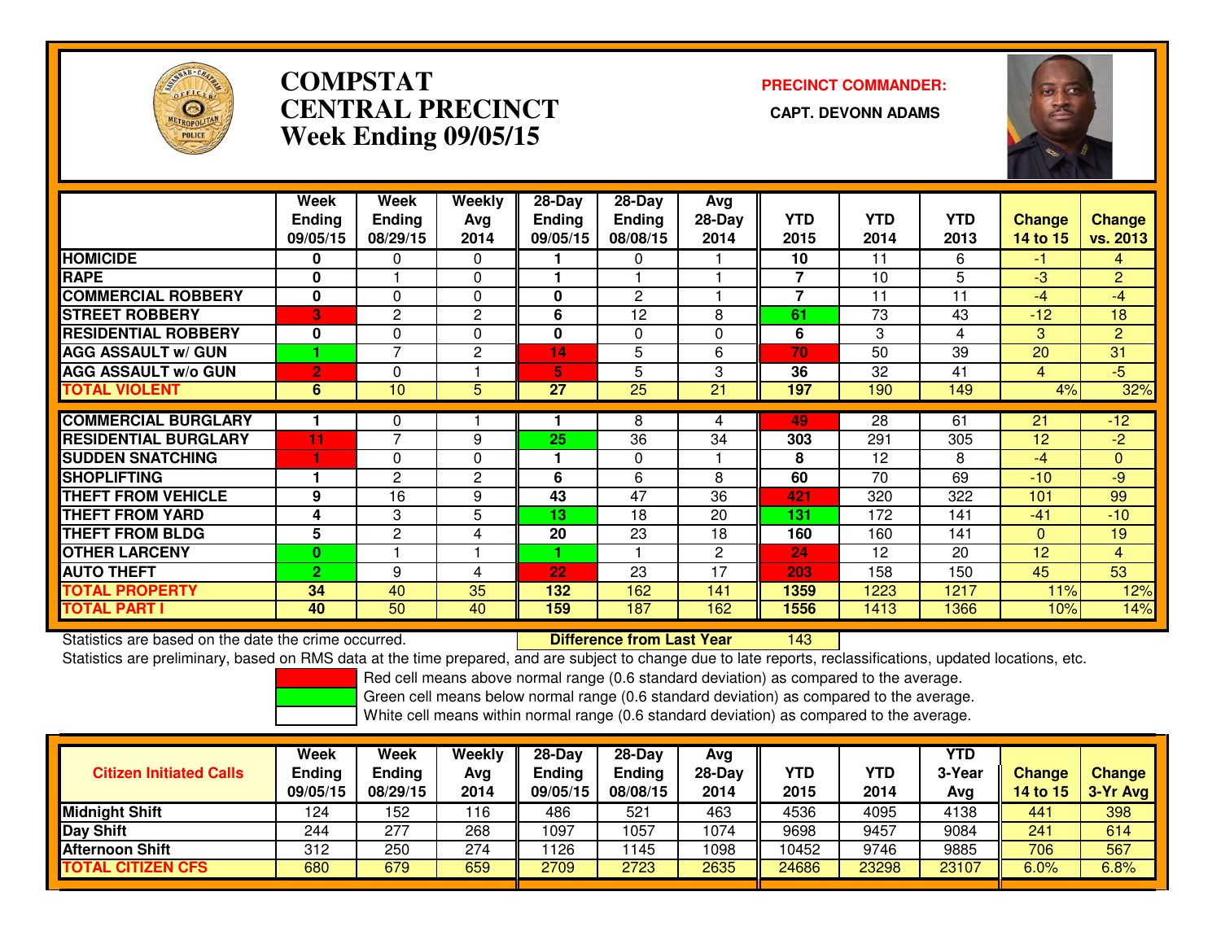# COMPSTAT CENTRAL PRECINCT
## Week Ending 09/05/15

**PRECINCT COMMANDER:**

**CAPT. DEVONN ADAMS**

| | Week Ending 09/05/15 | Week Ending 08/29/15 | Weekly Avg 2014 | 28-Day Ending 09/05/15 | 28-Day Ending 08/08/15 | Avg 28-Day 2014 | YTD 2015 | YTD 2014 | YTD 2013 | Change 14 to 15 | Change vs. 2013 |
|---|---|---|---|---|---|---|---|---|---|---|---|
| HOMICIDE | 0 | 0 | 0 | 1 | 0 | 1 | 10 | 11 | 6 | -1 | 4 |
| RAPE | 0 | 1 | 0 | 1 | 1 | 1 | 7 | 10 | 5 | -3 | 2 |
| COMMERCIAL ROBBERY | 0 | 0 | 0 | 0 | 2 | 1 | 7 | 11 | 11 | -4 | -4 |
| STREET ROBBERY | 3 | 2 | 2 | 6 | 12 | 8 | 61 | 73 | 43 | -12 | 18 |
| RESIDENTIAL ROBBERY | 0 | 0 | 0 | 0 | 0 | 0 | 6 | 3 | 4 | 3 | 2 |
| AGG ASSAULT w/ GUN | 1 | 7 | 2 | 14 | 5 | 6 | 70 | 50 | 39 | 20 | 31 |
| AGG ASSAULT w/o GUN | 2 | 0 | 1 | 5 | 5 | 3 | 36 | 32 | 41 | 4 | -5 |
| TOTAL VIOLENT | 6 | 10 | 5 | 27 | 25 | 21 | 197 | 190 | 149 | 4% | 32% |
| COMMERCIAL BURGLARY | 1 | 0 | 1 | 1 | 8 | 4 | 49 | 28 | 61 | 21 | -12 |
| RESIDENTIAL BURGLARY | 11 | 7 | 9 | 25 | 36 | 34 | 303 | 291 | 305 | 12 | -2 |
| SUDDEN SNATCHING | 1 | 0 | 0 | 1 | 0 | 1 | 8 | 12 | 8 | -4 | 0 |
| SHOPLIFTING | 1 | 2 | 2 | 6 | 6 | 8 | 60 | 70 | 69 | -10 | -9 |
| THEFT FROM VEHICLE | 9 | 16 | 9 | 43 | 47 | 36 | 421 | 320 | 322 | 101 | 99 |
| THEFT FROM YARD | 4 | 3 | 5 | 13 | 18 | 20 | 131 | 172 | 141 | -41 | -10 |
| THEFT FROM BLDG | 5 | 2 | 4 | 20 | 23 | 18 | 160 | 160 | 141 | 0 | 19 |
| OTHER LARCENY | 0 | 1 | 1 | 1 | 1 | 2 | 24 | 12 | 20 | 12 | 4 |
| AUTO THEFT | 2 | 9 | 4 | 22 | 23 | 17 | 203 | 158 | 150 | 45 | 53 |
| TOTAL PROPERTY | 34 | 40 | 35 | 132 | 162 | 141 | 1359 | 1223 | 1217 | 11% | 12% |
| TOTAL PART I | 40 | 50 | 40 | 159 | 187 | 162 | 1556 | 1413 | 1366 | 10% | 14% |

Statistics are based on the date the crime occurred. **Difference from Last Year** 143

Statistics are preliminary, based on RMS data at the time prepared, and are subject to change due to late reports, reclassifications, updated locations, etc.

Red cell means above normal range (0.6 standard deviation) as compared to the average.

Green cell means below normal range (0.6 standard deviation) as compared to the average.

White cell means within normal range (0.6 standard deviation) as compared to the average.

| Citizen Initiated Calls | Week Ending 09/05/15 | Week Ending 08/29/15 | Weekly Avg 2014 | 28-Day Ending 09/05/15 | 28-Day Ending 08/08/15 | Avg 28-Day 2014 | YTD 2015 | YTD 2014 | YTD 3-Year Avg | Change 14 to 15 | Change 3-Yr Avg |
|---|---|---|---|---|---|---|---|---|---|---|---|
| Midnight Shift | 124 | 152 | 116 | 486 | 521 | 463 | 4536 | 4095 | 4138 | 441 | 398 |
| Day Shift | 244 | 277 | 268 | 1097 | 1057 | 1074 | 9698 | 9457 | 9084 | 241 | 614 |
| Afternoon Shift | 312 | 250 | 274 | 1126 | 1145 | 1098 | 10452 | 9746 | 9885 | 706 | 567 |
| TOTAL CITIZEN CFS | 680 | 679 | 659 | 2709 | 2723 | 2635 | 24686 | 23298 | 23107 | 6.0% | 6.8% |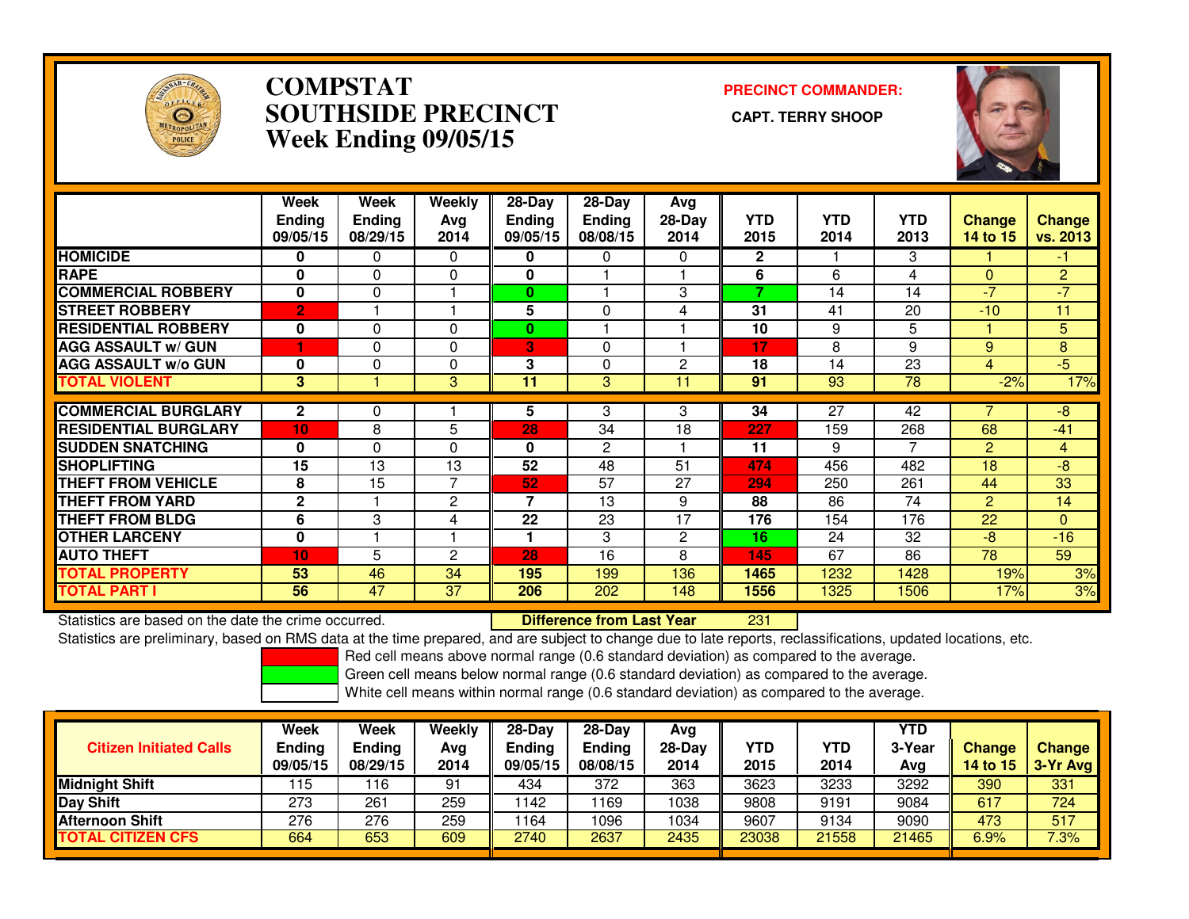# COMPSTAT SOUTHSIDE PRECINCT

## Week Ending 09/05/15

**PRECINCT COMMANDER:**

**CAPT. TERRY SHOOP**

| | Week Ending 09/05/15 | Week Ending 08/29/15 | Weekly Avg 2014 | 28-Day Ending 09/05/15 | 28-Day Ending 08/08/15 | Avg 28-Day 2014 | YTD 2015 | YTD 2014 | YTD 2013 | Change 14 to 15 | Change vs. 2013 |
|---|---|---|---|---|---|---|---|---|---|---|---|
| HOMICIDE | 0 | 0 | 0 | 0 | 0 | 0 | 2 | 1 | 3 | 1 | -1 |
| RAPE | 0 | 0 | 0 | 0 | 1 | 1 | 6 | 6 | 4 | 0 | 2 |
| COMMERCIAL ROBBERY | 0 | 0 | 1 | 0 | 1 | 3 | 7 | 14 | 14 | -7 | -7 |
| STREET ROBBERY | 2 | 1 | 1 | 5 | 0 | 4 | 31 | 41 | 20 | -10 | 11 |
| RESIDENTIAL ROBBERY | 0 | 0 | 0 | 0 | 1 | 1 | 10 | 9 | 5 | 1 | 5 |
| AGG ASSAULT w/ GUN | 1 | 0 | 0 | 3 | 0 | 1 | 17 | 8 | 9 | 9 | 8 |
| AGG ASSAULT w/o GUN | 0 | 0 | 0 | 3 | 0 | 2 | 18 | 14 | 23 | 4 | -5 |
| TOTAL VIOLENT | 3 | 1 | 3 | 11 | 3 | 11 | 91 | 93 | 78 | -2% | 17% |
| COMMERCIAL BURGLARY | 2 | 0 | 1 | 5 | 3 | 3 | 34 | 27 | 42 | 7 | -8 |
| RESIDENTIAL BURGLARY | 10 | 8 | 5 | 28 | 34 | 18 | 227 | 159 | 268 | 68 | -41 |
| SUDDEN SNATCHING | 0 | 0 | 0 | 0 | 2 | 1 | 11 | 9 | 7 | 2 | 4 |
| SHOPLIFTING | 15 | 13 | 13 | 52 | 48 | 51 | 474 | 456 | 482 | 18 | -8 |
| THEFT FROM VEHICLE | 8 | 15 | 7 | 52 | 57 | 27 | 294 | 250 | 261 | 44 | 33 |
| THEFT FROM YARD | 2 | 1 | 2 | 7 | 13 | 9 | 88 | 86 | 74 | 2 | 14 |
| THEFT FROM BLDG | 6 | 3 | 4 | 22 | 23 | 17 | 176 | 154 | 176 | 22 | 0 |
| OTHER LARCENY | 0 | 1 | 1 | 1 | 3 | 2 | 16 | 24 | 32 | -8 | -16 |
| AUTO THEFT | 10 | 5 | 2 | 28 | 16 | 8 | 145 | 67 | 86 | 78 | 59 |
| TOTAL PROPERTY | 53 | 46 | 34 | 195 | 199 | 136 | 1465 | 1232 | 1428 | 19% | 3% |
| TOTAL PART I | 56 | 47 | 37 | 206 | 202 | 148 | 1556 | 1325 | 1506 | 17% | 3% |

Statistics are based on the date the crime occurred. **Difference from Last Year** 231

Statistics are preliminary, based on RMS data at the time prepared, and are subject to change due to late reports, reclassifications, updated locations, etc.

Red cell means above normal range (0.6 standard deviation) as compared to the average.
Green cell means below normal range (0.6 standard deviation) as compared to the average.
White cell means within normal range (0.6 standard deviation) as compared to the average.

| Citizen Initiated Calls | Week Ending 09/05/15 | Week Ending 08/29/15 | Weekly Avg 2014 | 28-Day Ending 09/05/15 | 28-Day Ending 08/08/15 | Avg 28-Day 2014 | YTD 2015 | YTD 2014 | YTD 3-Year Avg | Change 14 to 15 | Change 3-Yr Avg |
|---|---|---|---|---|---|---|---|---|---|---|---|
| Midnight Shift | 115 | 116 | 91 | 434 | 372 | 363 | 3623 | 3233 | 3292 | 390 | 331 |
| Day Shift | 273 | 261 | 259 | 1142 | 1169 | 1038 | 9808 | 9191 | 9084 | 617 | 724 |
| Afternoon Shift | 276 | 276 | 259 | 1164 | 1096 | 1034 | 9607 | 9134 | 9090 | 473 | 517 |
| TOTAL CITIZEN CFS | 664 | 653 | 609 | 2740 | 2637 | 2435 | 23038 | 21558 | 21465 | 6.9% | 7.3% |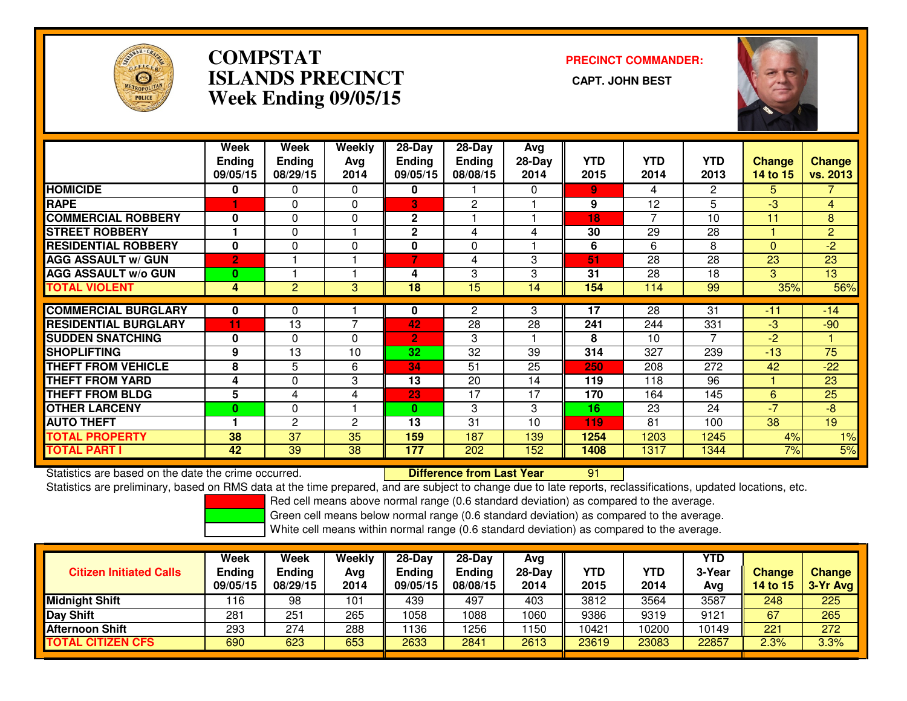# COMPSTAT
# ISLANDS PRECINCT
# Week Ending 09/05/15

**PRECINCT COMMANDER:**

**CAPT. JOHN BEST**

| | Week Ending 09/05/15 | Week Ending 08/29/15 | Weekly Avg 2014 | 28-Day Ending 09/05/15 | 28-Day Ending 08/08/15 | Avg 28-Day 2014 | YTD 2015 | YTD 2014 | YTD 2013 | Change 14 to 15 | Change vs. 2013 |
|---|---|---|---|---|---|---|---|---|---|---|---|
| HOMICIDE | 0 | 0 | 0 | 0 | 1 | 0 | 9 | 4 | 2 | 5 | 7 |
| RAPE | 1 | 0 | 0 | 3 | 2 | 1 | 9 | 12 | 5 | -3 | 4 |
| COMMERCIAL ROBBERY | 0 | 0 | 0 | 2 | 1 | 1 | 18 | 7 | 10 | 11 | 8 |
| STREET ROBBERY | 1 | 0 | 1 | 2 | 4 | 4 | 30 | 29 | 28 | 1 | 2 |
| RESIDENTIAL ROBBERY | 0 | 0 | 0 | 0 | 0 | 1 | 6 | 6 | 8 | 0 | -2 |
| AGG ASSAULT w/ GUN | 2 | 1 | 1 | 7 | 4 | 3 | 51 | 28 | 28 | 23 | 23 |
| AGG ASSAULT w/o GUN | 0 | 1 | 1 | 4 | 3 | 3 | 31 | 28 | 18 | 3 | 13 |
| TOTAL VIOLENT | 4 | 2 | 3 | 18 | 15 | 14 | 154 | 114 | 99 | 35% | 56% |
| COMMERCIAL BURGLARY | 0 | 0 | 1 | 0 | 2 | 3 | 17 | 28 | 31 | -11 | -14 |
| RESIDENTIAL BURGLARY | 11 | 13 | 7 | 42 | 28 | 28 | 241 | 244 | 331 | -3 | -90 |
| SUDDEN SNATCHING | 0 | 0 | 0 | 2 | 3 | 1 | 8 | 10 | 7 | -2 | 1 |
| SHOPLIFTING | 9 | 13 | 10 | 32 | 32 | 39 | 314 | 327 | 239 | -13 | 75 |
| THEFT FROM VEHICLE | 8 | 5 | 6 | 34 | 51 | 25 | 250 | 208 | 272 | 42 | -22 |
| THEFT FROM YARD | 4 | 0 | 3 | 13 | 20 | 14 | 119 | 118 | 96 | 1 | 23 |
| THEFT FROM BLDG | 5 | 4 | 4 | 23 | 17 | 17 | 170 | 164 | 145 | 6 | 25 |
| OTHER LARCENY | 0 | 0 | 1 | 0 | 3 | 3 | 16 | 23 | 24 | -7 | -8 |
| AUTO THEFT | 1 | 2 | 2 | 13 | 31 | 10 | 119 | 81 | 100 | 38 | 19 |
| TOTAL PROPERTY | 38 | 37 | 35 | 159 | 187 | 139 | 1254 | 1203 | 1245 | 4% | 1% |
| TOTAL PART I | 42 | 39 | 38 | 177 | 202 | 152 | 1408 | 1317 | 1344 | 7% | 5% |

Statistics are based on the date the crime occurred. **Difference from Last Year** 91

Statistics are preliminary, based on RMS data at the time prepared, and are subject to change due to late reports, reclassifications, updated locations, etc.

Red cell means above normal range (0.6 standard deviation) as compared to the average.

Green cell means below normal range (0.6 standard deviation) as compared to the average.

White cell means within normal range (0.6 standard deviation) as compared to the average.

| Citizen Initiated Calls | Week Ending 09/05/15 | Week Ending 08/29/15 | Weekly Avg 2014 | 28-Day Ending 09/05/15 | 28-Day Ending 08/08/15 | Avg 28-Day 2014 | YTD 2015 | YTD 2014 | YTD 3-Year Avg | Change 14 to 15 | Change 3-Yr Avg |
|---|---|---|---|---|---|---|---|---|---|---|---|
| Midnight Shift | 116 | 98 | 101 | 439 | 497 | 403 | 3812 | 3564 | 3587 | 248 | 225 |
| Day Shift | 281 | 251 | 265 | 1058 | 1088 | 1060 | 9386 | 9319 | 9121 | 67 | 265 |
| Afternoon Shift | 293 | 274 | 288 | 1136 | 1256 | 1150 | 10421 | 10200 | 10149 | 221 | 272 |
| TOTAL CITIZEN CFS | 690 | 623 | 653 | 2633 | 2841 | 2613 | 23619 | 23083 | 22857 | 2.3% | 3.3% |